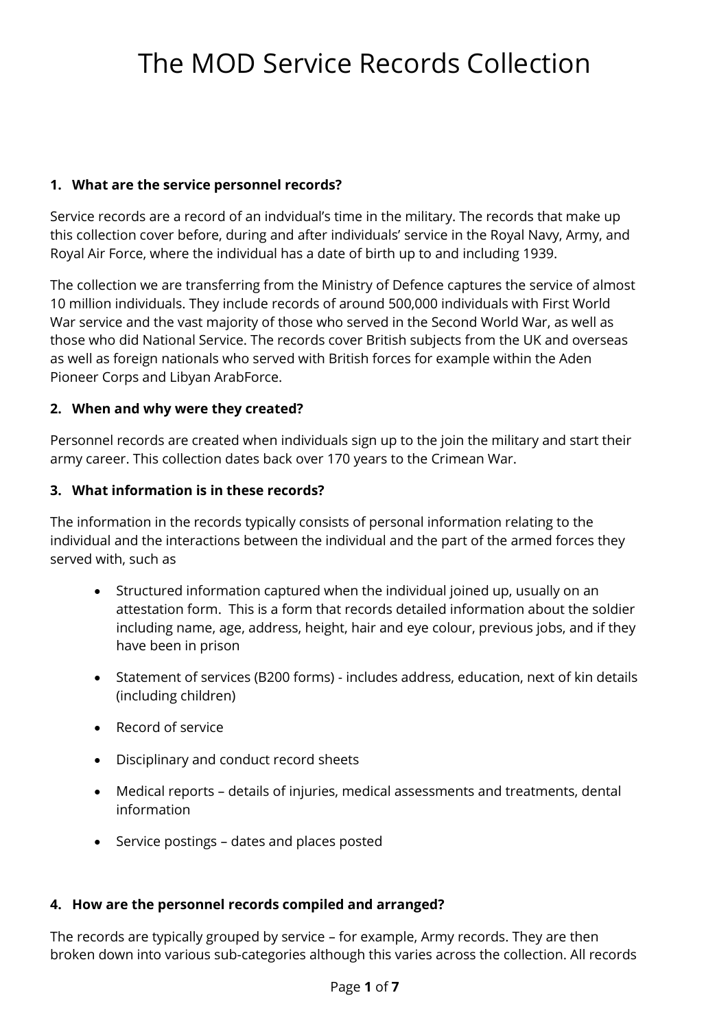# The MOD Service Records Collection

**1. What are the service personnel records?**

Service records are a record of an indvidual's time in the military. The records that make up this collection cover before, during and after individuals' service in the Royal Navy, Army, and Royal Air Force, where the individual has a date of birth up to and including 1939.

The collection we are transferring from the Ministry of Defence captures the service of almost 10 million individuals. They include records of around 500,000 individuals with First World War service and the vast majority of those who served in the Second World War, as well as those who did National Service. The records cover British subjects from the UK and overseas as well as foreign nationals who served with British forces for example within the Aden Pioneer Corps and Libyan ArabForce.

**2. When and why were they created?**

Personnel records are created when individuals sign up to the join the military and start their army career. This collection dates back over 170 years to the Crimean War.

**3. What information is in these records?**

The information in the records typically consists of personal information relating to the individual and the interactions between the individual and the part of the armed forces they served with, such as

- Structured information captured when the individual joined up, usually on an attestation form. This is a form that records detailed information about the soldier including name, age, address, height, hair and eye colour, previous jobs, and if they have been in prison
- Statement of services (B200 forms) - includes address, education, next of kin details (including children)
- Record of service
- Disciplinary and conduct record sheets
- Medical reports – details of injuries, medical assessments and treatments, dental information
- Service postings – dates and places posted

**4. How are the personnel records compiled and arranged?**

The records are typically grouped by service – for example, Army records. They are then broken down into various sub-categories although this varies across the collection. All records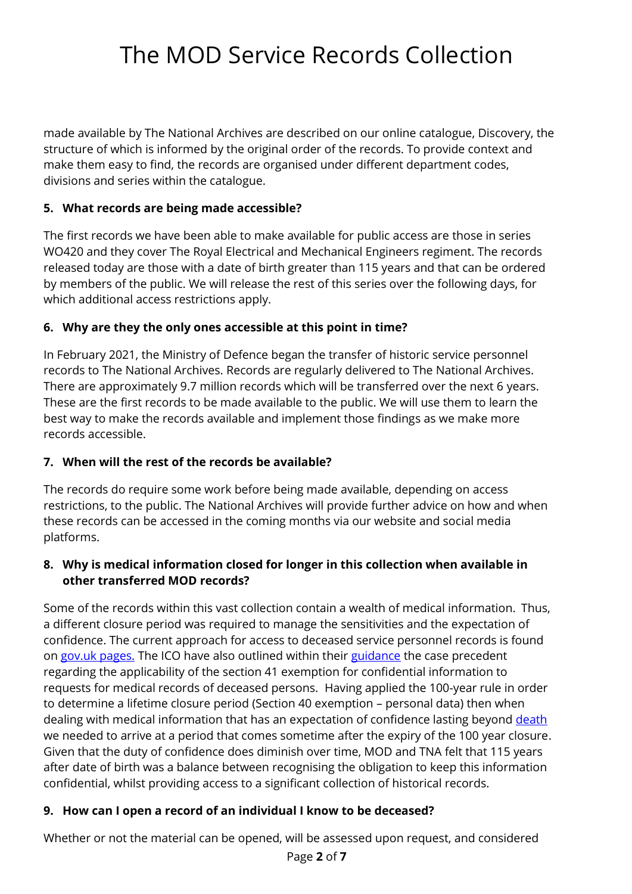made available by The National Archives are described on our online catalogue, Discovery, the structure of which is informed by the original order of the records. To provide context and make them easy to find, the records are organised under different department codes, divisions and series within the catalogue.

**5. What records are being made accessible?**

The first records we have been able to make available for public access are those in series WO420 and they cover The Royal Electrical and Mechanical Engineers regiment. The records released today are those with a date of birth greater than 115 years and that can be ordered by members of the public. We will release the rest of this series over the following days, for which additional access restrictions apply.

**6. Why are they the only ones accessible at this point in time?**

In February 2021, the Ministry of Defence began the transfer of historic service personnel records to The National Archives. Records are regularly delivered to The National Archives. There are approximately 9.7 million records which will be transferred over the next 6 years. These are the first records to be made available to the public. We will use them to learn the best way to make the records available and implement those findings as we make more records accessible.

**7. When will the rest of the records be available?**

The records do require some work before being made available, depending on access restrictions, to the public. The National Archives will provide further advice on how and when these records can be accessed in the coming months via our website and social media platforms.

**8. Why is medical information closed for longer in this collection when available in other transferred MOD records?**

Some of the records within this vast collection contain a wealth of medical information. Thus, a different closure period was required to manage the sensitivities and the expectation of confidence. The current approach for access to deceased service personnel records is found on gov.uk pages. The ICO have also outlined within their guidance the case precedent regarding the applicability of the section 41 exemption for confidential information to requests for medical records of deceased persons. Having applied the 100-year rule in order to determine a lifetime closure period (Section 40 exemption – personal data) then when dealing with medical information that has an expectation of confidence lasting beyond death we needed to arrive at a period that comes sometime after the expiry of the 100 year closure. Given that the duty of confidence does diminish over time, MOD and TNA felt that 115 years after date of birth was a balance between recognising the obligation to keep this information confidential, whilst providing access to a significant collection of historical records.

**9. How can I open a record of an individual I know to be deceased?**

Whether or not the material can be opened, will be assessed upon request, and considered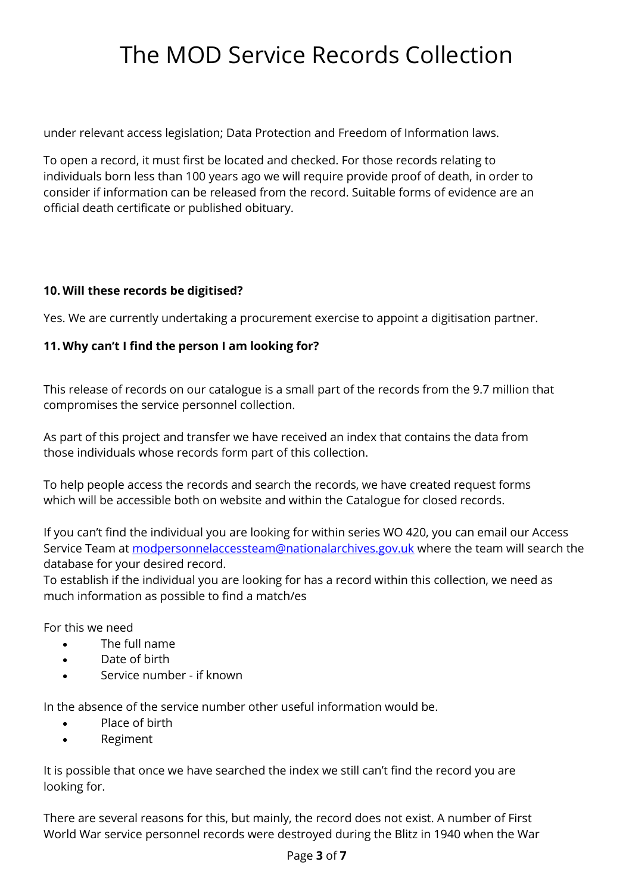under relevant access legislation; Data Protection and Freedom of Information laws.

To open a record, it must first be located and checked. For those records relating to individuals born less than 100 years ago we will require provide proof of death, in order to consider if information can be released from the record. Suitable forms of evidence are an official death certificate or published obituary.

**10. Will these records be digitised?**

Yes. We are currently undertaking a procurement exercise to appoint a digitisation partner.

**11. Why can't I find the person I am looking for?**

This release of records on our catalogue is a small part of the records from the 9.7 million that compromises the service personnel collection.

As part of this project and transfer we have received an index that contains the data from those individuals whose records form part of this collection.

To help people access the records and search the records, we have created request forms which will be accessible both on website and within the Catalogue for closed records.

If you can't find the individual you are looking for within series WO 420, you can email our Access Service Team at [modpersonnelaccessteam@nationalarchives.gov.uk](mailto:modpersonnelaccessteam@nationalarchives.gov.uk) where the team will search the database for your desired record.
To establish if the individual you are looking for has a record within this collection, we need as much information as possible to find a match/es

For this we need

- The full name
- Date of birth
- Service number - if known

In the absence of the service number other useful information would be.

- Place of birth
- Regiment

It is possible that once we have searched the index we still can't find the record you are looking for.

There are several reasons for this, but mainly, the record does not exist. A number of First World War service personnel records were destroyed during the Blitz in 1940 when the War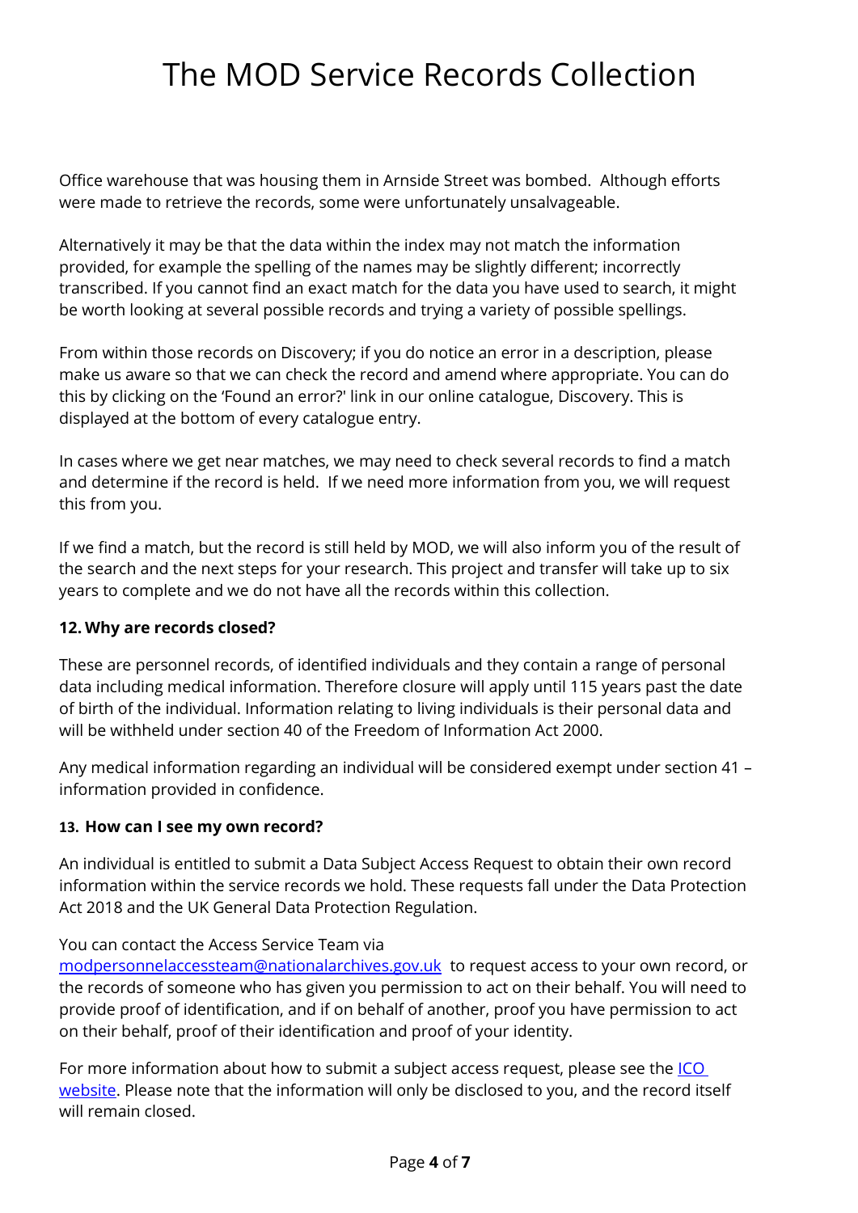Office warehouse that was housing them in Arnside Street was bombed. Although efforts were made to retrieve the records, some were unfortunately unsalvageable.

Alternatively it may be that the data within the index may not match the information provided, for example the spelling of the names may be slightly different; incorrectly transcribed. If you cannot find an exact match for the data you have used to search, it might be worth looking at several possible records and trying a variety of possible spellings.

From within those records on Discovery; if you do notice an error in a description, please make us aware so that we can check the record and amend where appropriate. You can do this by clicking on the 'Found an error?' link in our online catalogue, Discovery. This is displayed at the bottom of every catalogue entry.

In cases where we get near matches, we may need to check several records to find a match and determine if the record is held. If we need more information from you, we will request this from you.

If we find a match, but the record is still held by MOD, we will also inform you of the result of the search and the next steps for your research. This project and transfer will take up to six years to complete and we do not have all the records within this collection.

### 12. Why are records closed?

These are personnel records, of identified individuals and they contain a range of personal data including medical information. Therefore closure will apply until 115 years past the date of birth of the individual. Information relating to living individuals is their personal data and will be withheld under section 40 of the Freedom of Information Act 2000.

Any medical information regarding an individual will be considered exempt under section 41 – information provided in confidence.

### 13. How can I see my own record?

An individual is entitled to submit a Data Subject Access Request to obtain their own record information within the service records we hold. These requests fall under the Data Protection Act 2018 and the UK General Data Protection Regulation.

You can contact the Access Service Team via [modpersonnelaccessteam@nationalarchives.gov.uk](mailto:modpersonnelaccessteam@nationalarchives.gov.uk) to request access to your own record, or the records of someone who has given you permission to act on their behalf. You will need to provide proof of identification, and if on behalf of another, proof you have permission to act on their behalf, proof of their identification and proof of your identity.

For more information about how to submit a subject access request, please see the ICO website. Please note that the information will only be disclosed to you, and the record itself will remain closed.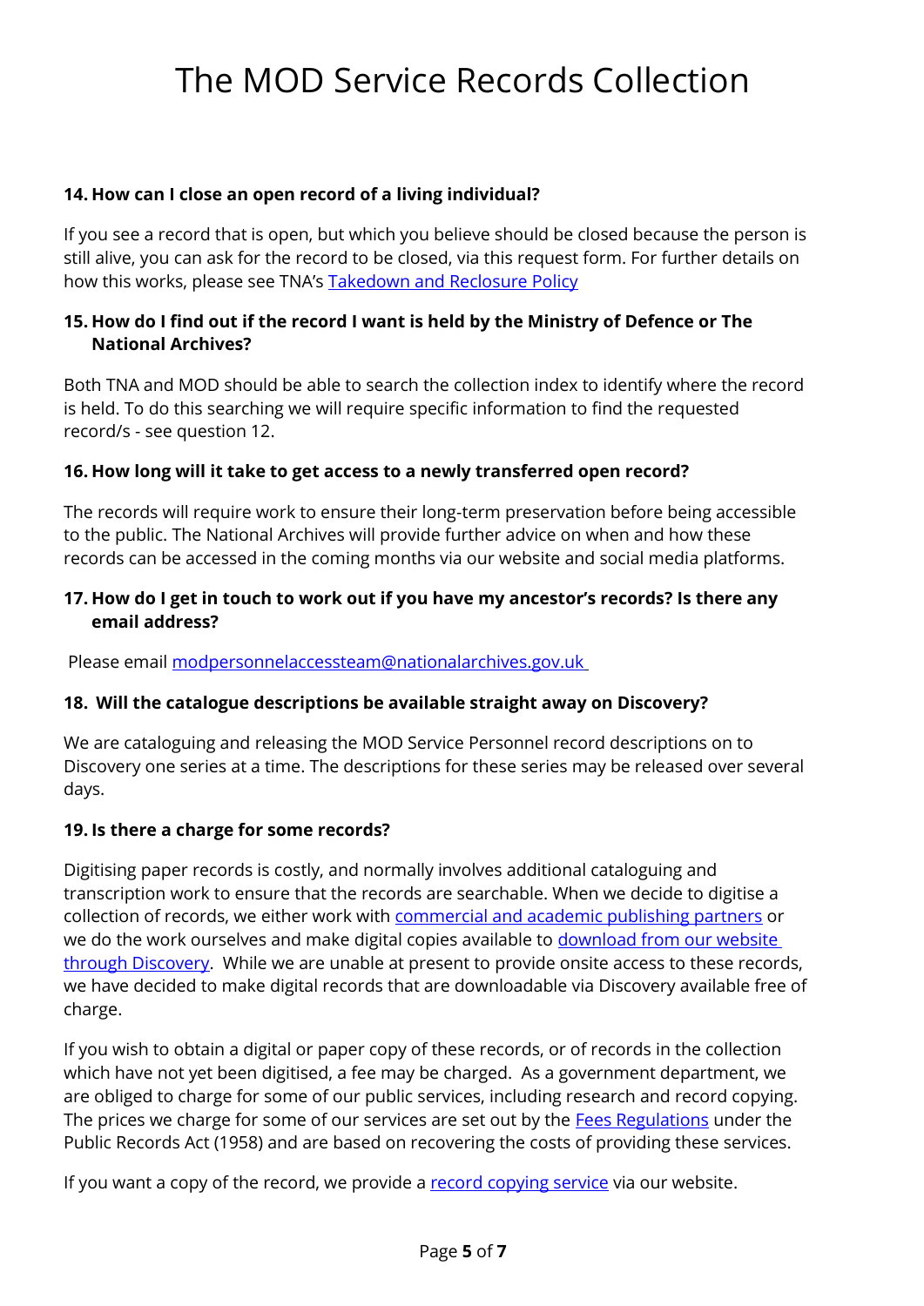**14. How can I close an open record of a living individual?**

If you see a record that is open, but which you believe should be closed because the person is still alive, you can ask for the record to be closed, via this request form. For further details on how this works, please see TNA's Takedown and Reclosure Policy

**15. How do I find out if the record I want is held by the Ministry of Defence or The National Archives?**

Both TNA and MOD should be able to search the collection index to identify where the record is held. To do this searching we will require specific information to find the requested record/s - see question 12.

**16. How long will it take to get access to a newly transferred open record?**

The records will require work to ensure their long-term preservation before being accessible to the public. The National Archives will provide further advice on when and how these records can be accessed in the coming months via our website and social media platforms.

**17. How do I get in touch to work out if you have my ancestor's records? Is there any email address?**

Please email modpersonnelaccessteam@nationalarchives.gov.uk

**18. Will the catalogue descriptions be available straight away on Discovery?**

We are cataloguing and releasing the MOD Service Personnel record descriptions on to Discovery one series at a time. The descriptions for these series may be released over several days.

**19. Is there a charge for some records?**

Digitising paper records is costly, and normally involves additional cataloguing and transcription work to ensure that the records are searchable. When we decide to digitise a collection of records, we either work with commercial and academic publishing partners or we do the work ourselves and make digital copies available to download from our website through Discovery. While we are unable at present to provide onsite access to these records, we have decided to make digital records that are downloadable via Discovery available free of charge.

If you wish to obtain a digital or paper copy of these records, or of records in the collection which have not yet been digitised, a fee may be charged. As a government department, we are obliged to charge for some of our public services, including research and record copying. The prices we charge for some of our services are set out by the Fees Regulations under the Public Records Act (1958) and are based on recovering the costs of providing these services.

If you want a copy of the record, we provide a record copying service via our website.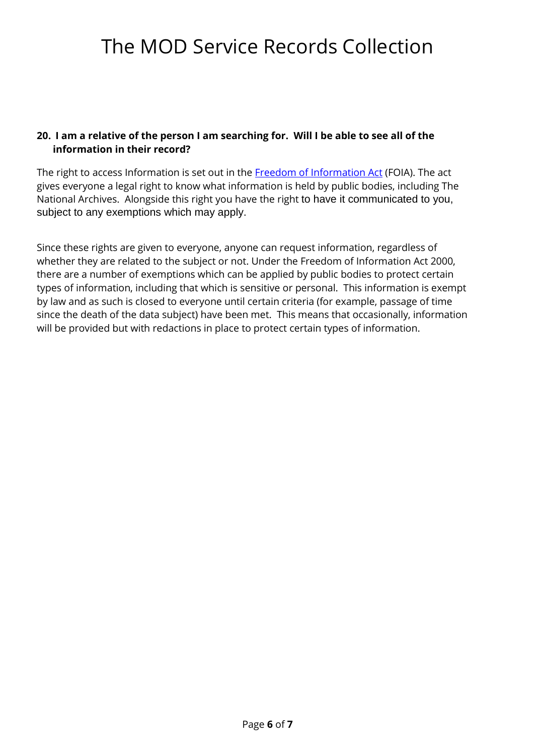# The MOD Service Records Collection

**20. I am a relative of the person I am searching for. Will I be able to see all of the information in their record?**

The right to access Information is set out in the [Freedom of Information Act](#) (FOIA). The act gives everyone a legal right to know what information is held by public bodies, including The National Archives. Alongside this right you have the right to have it communicated to you, subject to any exemptions which may apply.

Since these rights are given to everyone, anyone can request information, regardless of whether they are related to the subject or not. Under the Freedom of Information Act 2000, there are a number of exemptions which can be applied by public bodies to protect certain types of information, including that which is sensitive or personal. This information is exempt by law and as such is closed to everyone until certain criteria (for example, passage of time since the death of the data subject) have been met. This means that occasionally, information will be provided but with redactions in place to protect certain types of information.